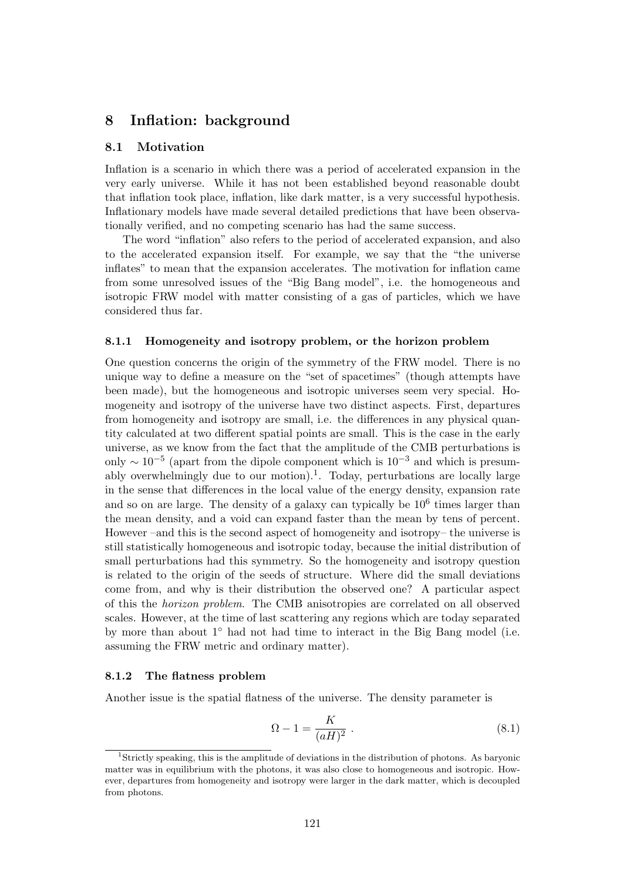# 8 Inflation: background

## 8.1 Motivation

Inflation is a scenario in which there was a period of accelerated expansion in the very early universe. While it has not been established beyond reasonable doubt that inflation took place, inflation, like dark matter, is a very successful hypothesis. Inflationary models have made several detailed predictions that have been observationally verified, and no competing scenario has had the same success.

The word "inflation" also refers to the period of accelerated expansion, and also to the accelerated expansion itself. For example, we say that the "the universe inflates" to mean that the expansion accelerates. The motivation for inflation came from some unresolved issues of the "Big Bang model", i.e. the homogeneous and isotropic FRW model with matter consisting of a gas of particles, which we have considered thus far.

### 8.1.1 Homogeneity and isotropy problem, or the horizon problem

One question concerns the origin of the symmetry of the FRW model. There is no unique way to define a measure on the "set of spacetimes" (though attempts have been made), but the homogeneous and isotropic universes seem very special. Homogeneity and isotropy of the universe have two distinct aspects. First, departures from homogeneity and isotropy are small, i.e. the differences in any physical quantity calculated at two different spatial points are small. This is the case in the early universe, as we know from the fact that the amplitude of the CMB perturbations is only $\sim 10^{-5}$ (apart from the dipole component which is $10^{-3}$ and which is presumably overwhelmingly due to our motion).[1]. Today, perturbations are locally large in the sense that differences in the local value of the energy density, expansion rate and so on are large. The density of a galaxy can typically be $10^6$ times larger than the mean density, and a void can expand faster than the mean by tens of percent. However –and this is the second aspect of homogeneity and isotropy– the universe is still statistically homogeneous and isotropic today, because the initial distribution of small perturbations had this symmetry. So the homogeneity and isotropy question is related to the origin of the seeds of structure. Where did the small deviations come from, and why is their distribution the observed one? A particular aspect of this the *horizon problem*. The CMB anisotropies are correlated on all observed scales. However, at the time of last scattering any regions which are today separated by more than about 1° had not had time to interact in the Big Bang model (i.e. assuming the FRW metric and ordinary matter).

### 8.1.2 The flatness problem

Another issue is the spatial flatness of the universe. The density parameter is

$$\Omega - 1 = \frac{K}{(aH)^2} \; . \tag{8.1}$$

[1] Strictly speaking, this is the amplitude of deviations in the distribution of photons. As baryonic matter was in equilibrium with the photons, it was also close to homogeneous and isotropic. However, departures from homogeneity and isotropy were larger in the dark matter, which is decoupled from photons.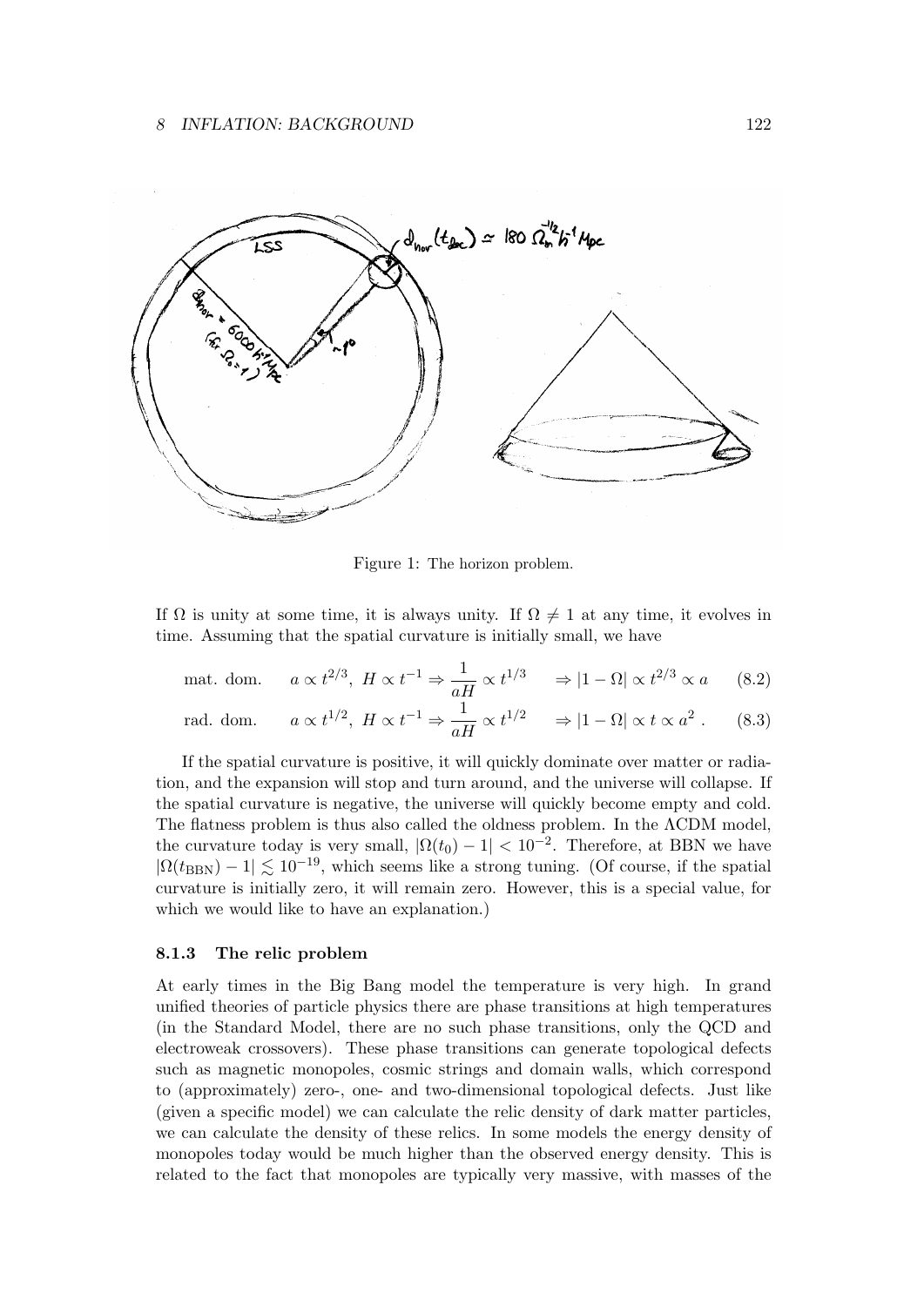Figure 1: The horizon problem.

If $\Omega$ is unity at some time, it is always unity. If $\Omega \neq 1$ at any time, it evolves in time. Assuming that the spatial curvature is initially small, we have

$$\text{mat. dom.} \qquad a \propto t^{2/3},\ H \propto t^{-1} \Rightarrow \frac{1}{aH} \propto t^{1/3} \qquad \Rightarrow |1-\Omega| \propto t^{2/3} \propto a \tag{8.2}$$

$$\text{rad. dom.} \qquad a \propto t^{1/2},\ H \propto t^{-1} \Rightarrow \frac{1}{aH} \propto t^{1/2} \qquad \Rightarrow |1-\Omega| \propto t \propto a^2\ . \tag{8.3}$$

If the spatial curvature is positive, it will quickly dominate over matter or radiation, and the expansion will stop and turn around, and the universe will collapse. If the spatial curvature is negative, the universe will quickly become empty and cold. The flatness problem is thus also called the oldness problem. In the ΛCDM model, the curvature today is very small, $|\Omega(t_0) - 1| < 10^{-2}$. Therefore, at BBN we have $|\Omega(t_{\rm BBN}) - 1| \lesssim 10^{-19}$, which seems like a strong tuning. (Of course, if the spatial curvature is initially zero, it will remain zero. However, this is a special value, for which we would like to have an explanation.)

### 8.1.3 The relic problem

At early times in the Big Bang model the temperature is very high. In grand unified theories of particle physics there are phase transitions at high temperatures (in the Standard Model, there are no such phase transitions, only the QCD and electroweak crossovers). These phase transitions can generate topological defects such as magnetic monopoles, cosmic strings and domain walls, which correspond to (approximately) zero-, one- and two-dimensional topological defects. Just like (given a specific model) we can calculate the relic density of dark matter particles, we can calculate the density of these relics. In some models the energy density of monopoles today would be much higher than the observed energy density. This is related to the fact that monopoles are typically very massive, with masses of the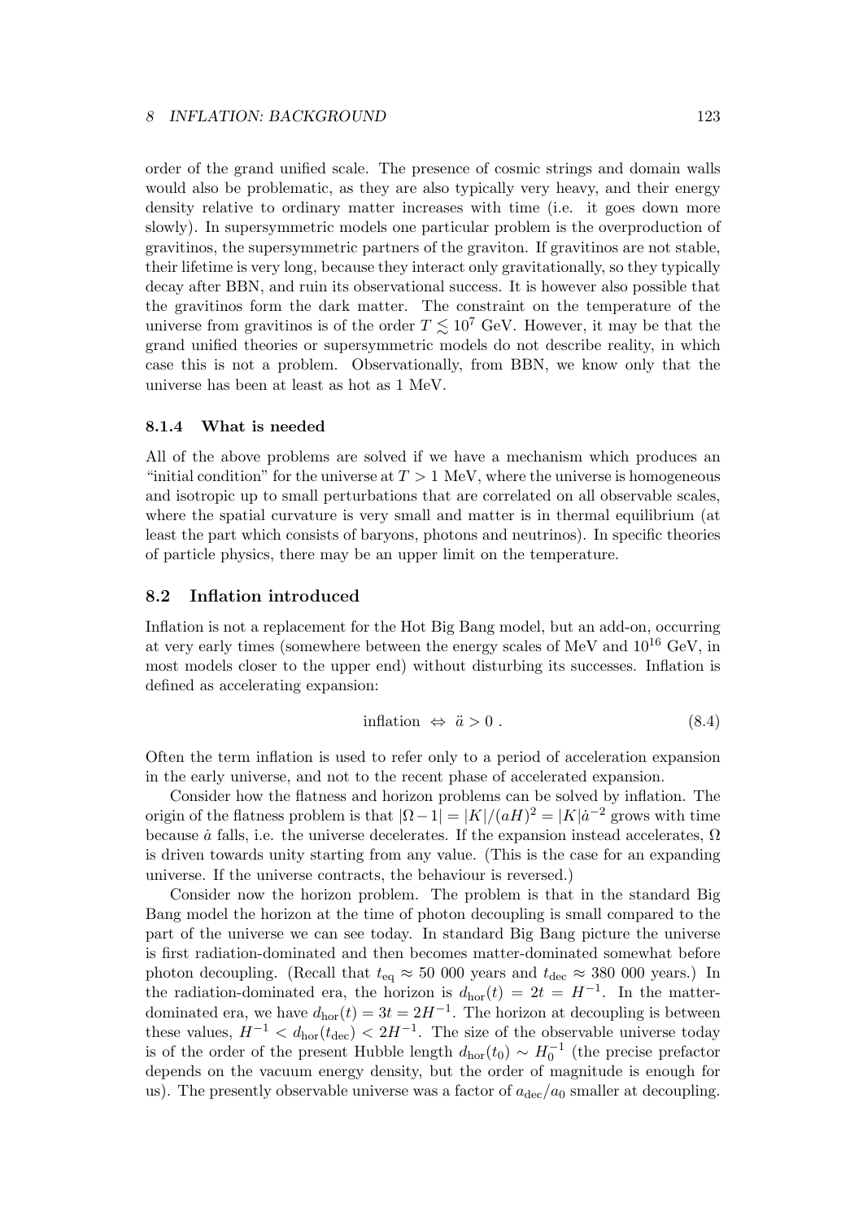order of the grand unified scale. The presence of cosmic strings and domain walls would also be problematic, as they are also typically very heavy, and their energy density relative to ordinary matter increases with time (i.e. it goes down more slowly). In supersymmetric models one particular problem is the overproduction of gravitinos, the supersymmetric partners of the graviton. If gravitinos are not stable, their lifetime is very long, because they interact only gravitationally, so they typically decay after BBN, and ruin its observational success. It is however also possible that the gravitinos form the dark matter. The constraint on the temperature of the universe from gravitinos is of the order $T \lesssim 10^7$ GeV. However, it may be that the grand unified theories or supersymmetric models do not describe reality, in which case this is not a problem. Observationally, from BBN, we know only that the universe has been at least as hot as 1 MeV.

### 8.1.4 What is needed

All of the above problems are solved if we have a mechanism which produces an "initial condition" for the universe at $T > 1$ MeV, where the universe is homogeneous and isotropic up to small perturbations that are correlated on all observable scales, where the spatial curvature is very small and matter is in thermal equilibrium (at least the part which consists of baryons, photons and neutrinos). In specific theories of particle physics, there may be an upper limit on the temperature.

## 8.2 Inflation introduced

Inflation is not a replacement for the Hot Big Bang model, but an add-on, occurring at very early times (somewhere between the energy scales of MeV and $10^{16}$ GeV, in most models closer to the upper end) without disturbing its successes. Inflation is defined as accelerating expansion:

$$\text{inflation} \ \Leftrightarrow \ \ddot{a} > 0 \ . \tag{8.4}$$

Often the term inflation is used to refer only to a period of acceleration expansion in the early universe, and not to the recent phase of accelerated expansion.

Consider how the flatness and horizon problems can be solved by inflation. The origin of the flatness problem is that $|\Omega - 1| = |K|/(aH)^2 = |K|\dot{a}^{-2}$ grows with time because $\dot{a}$ falls, i.e. the universe decelerates. If the expansion instead accelerates, $\Omega$ is driven towards unity starting from any value. (This is the case for an expanding universe. If the universe contracts, the behaviour is reversed.)

Consider now the horizon problem. The problem is that in the standard Big Bang model the horizon at the time of photon decoupling is small compared to the part of the universe we can see today. In standard Big Bang picture the universe is first radiation-dominated and then becomes matter-dominated somewhat before photon decoupling. (Recall that $t_{\text{eq}} \approx 50\ 000$ years and $t_{\text{dec}} \approx 380\ 000$ years.) In the radiation-dominated era, the horizon is $d_{\text{hor}}(t) = 2t = H^{-1}$. In the matter-dominated era, we have $d_{\text{hor}}(t) = 3t = 2H^{-1}$. The horizon at decoupling is between these values, $H^{-1} < d_{\text{hor}}(t_{\text{dec}}) < 2H^{-1}$. The size of the observable universe today is of the order of the present Hubble length $d_{\text{hor}}(t_0) \sim H_0^{-1}$ (the precise prefactor depends on the vacuum energy density, but the order of magnitude is enough for us). The presently observable universe was a factor of $a_{\text{dec}}/a_0$ smaller at decoupling.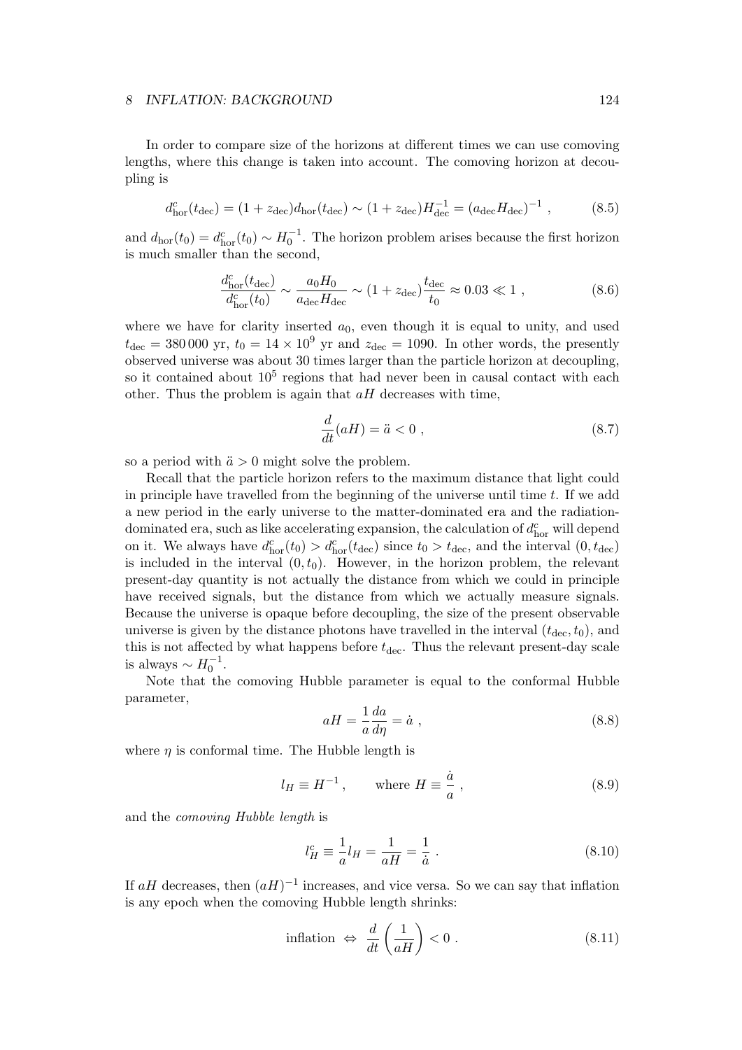In order to compare size of the horizons at different times we can use comoving lengths, where this change is taken into account. The comoving horizon at decoupling is

$$d^c_{\rm hor}(t_{\rm dec}) = (1+z_{\rm dec})d_{\rm hor}(t_{\rm dec}) \sim (1+z_{\rm dec})H^{-1}_{\rm dec} = (a_{\rm dec}H_{\rm dec})^{-1} \ , \tag{8.5}$$

and $d_{\rm hor}(t_0) = d^c_{\rm hor}(t_0) \sim H_0^{-1}$. The horizon problem arises because the first horizon is much smaller than the second,

$$\frac{d^c_{\rm hor}(t_{\rm dec})}{d^c_{\rm hor}(t_0)} \sim \frac{a_0 H_0}{a_{\rm dec}H_{\rm dec}} \sim (1+z_{\rm dec})\frac{t_{\rm dec}}{t_0} \approx 0.03 \ll 1 \ , \tag{8.6}$$

where we have for clarity inserted $a_0$, even though it is equal to unity, and used $t_{\rm dec} = 380\,000$ yr, $t_0 = 14 \times 10^9$ yr and $z_{\rm dec} = 1090$. In other words, the presently observed universe was about 30 times larger than the particle horizon at decoupling, so it contained about $10^5$ regions that had never been in causal contact with each other. Thus the problem is again that $aH$ decreases with time,

$$\frac{d}{dt}(aH) = \ddot{a} < 0 \ , \tag{8.7}$$

so a period with $\ddot{a} > 0$ might solve the problem.

Recall that the particle horizon refers to the maximum distance that light could in principle have travelled from the beginning of the universe until time $t$. If we add a new period in the early universe to the matter-dominated era and the radiation-dominated era, such as like accelerating expansion, the calculation of $d^c_{\rm hor}$ will depend on it. We always have $d^c_{\rm hor}(t_0) > d^c_{\rm hor}(t_{\rm dec})$ since $t_0 > t_{\rm dec}$, and the interval $(0, t_{\rm dec})$ is included in the interval $(0, t_0)$. However, in the horizon problem, the relevant present-day quantity is not actually the distance from which we could in principle have received signals, but the distance from which we actually measure signals. Because the universe is opaque before decoupling, the size of the present observable universe is given by the distance photons have travelled in the interval $(t_{\rm dec}, t_0)$, and this is not affected by what happens before $t_{\rm dec}$. Thus the relevant present-day scale is always $\sim H_0^{-1}$.

Note that the comoving Hubble parameter is equal to the conformal Hubble parameter,

$$aH = \frac{1}{a}\frac{da}{d\eta} = \dot{a} \ , \tag{8.8}$$

where $\eta$ is conformal time. The Hubble length is

$$l_H \equiv H^{-1} \ , \qquad \text{where } H \equiv \frac{\dot{a}}{a} \ , \tag{8.9}$$

and the *comoving Hubble length* is

$$l^c_H \equiv \frac{1}{a}l_H = \frac{1}{aH} = \frac{1}{\dot{a}} \ . \tag{8.10}$$

If $aH$ decreases, then $(aH)^{-1}$ increases, and vice versa. So we can say that inflation is any epoch when the comoving Hubble length shrinks:

$$\text{inflation} \ \Leftrightarrow \ \frac{d}{dt}\left(\frac{1}{aH}\right) < 0 \ . \tag{8.11}$$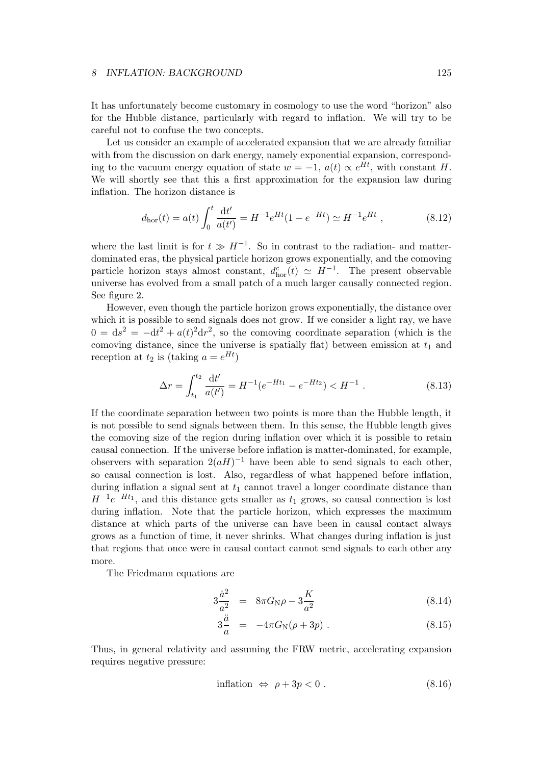It has unfortunately become customary in cosmology to use the word "horizon" also for the Hubble distance, particularly with regard to inflation. We will try to be careful not to confuse the two concepts.

Let us consider an example of accelerated expansion that we are already familiar with from the discussion on dark energy, namely exponential expansion, corresponding to the vacuum energy equation of state $w = -1$, $a(t) \propto e^{Ht}$, with constant $H$. We will shortly see that this a first approximation for the expansion law during inflation. The horizon distance is

$$d_{\rm hor}(t) = a(t) \int_0^t \frac{{\rm d}t'}{a(t')} = H^{-1} e^{Ht} (1 - e^{-Ht}) \simeq H^{-1} e^{Ht} \ , \tag{8.12}$$

where the last limit is for $t \gg H^{-1}$. So in contrast to the radiation- and matter-dominated eras, the physical particle horizon grows exponentially, and the comoving particle horizon stays almost constant, $d^{\rm c}_{\rm hor}(t) \simeq H^{-1}$. The present observable universe has evolved from a small patch of a much larger causally connected region. See figure 2.

However, even though the particle horizon grows exponentially, the distance over which it is possible to send signals does not grow. If we consider a light ray, we have $0 = {\rm d}s^2 = -{\rm d}t^2 + a(t)^2 {\rm d}r^2$, so the comoving coordinate separation (which is the comoving distance, since the universe is spatially flat) between emission at $t_1$ and reception at $t_2$ is (taking $a = e^{Ht}$)

$$\Delta r = \int_{t_1}^{t_2} \frac{{\rm d}t'}{a(t')} = H^{-1} (e^{-Ht_1} - e^{-Ht_2}) < H^{-1} \ . \tag{8.13}$$

If the coordinate separation between two points is more than the Hubble length, it is not possible to send signals between them. In this sense, the Hubble length gives the comoving size of the region during inflation over which it is possible to retain causal connection. If the universe before inflation is matter-dominated, for example, observers with separation $2(aH)^{-1}$ have been able to send signals to each other, so causal connection is lost. Also, regardless of what happened before inflation, during inflation a signal sent at $t_1$ cannot travel a longer coordinate distance than $H^{-1} e^{-Ht_1}$, and this distance gets smaller as $t_1$ grows, so causal connection is lost during inflation. Note that the particle horizon, which expresses the maximum distance at which parts of the universe can have been in causal contact always grows as a function of time, it never shrinks. What changes during inflation is just that regions that once were in causal contact cannot send signals to each other any more.

The Friedmann equations are

$$3\frac{\dot{a}^2}{a^2} = 8\pi G_{\rm N} \rho - 3\frac{K}{a^2} \tag{8.14}$$

$$3\frac{\ddot{a}}{a} = -4\pi G_{\rm N} (\rho + 3p) \ . \tag{8.15}$$

Thus, in general relativity and assuming the FRW metric, accelerating expansion requires negative pressure:

$$\text{inflation} \ \Leftrightarrow \ \rho + 3p < 0 \ . \tag{8.16}$$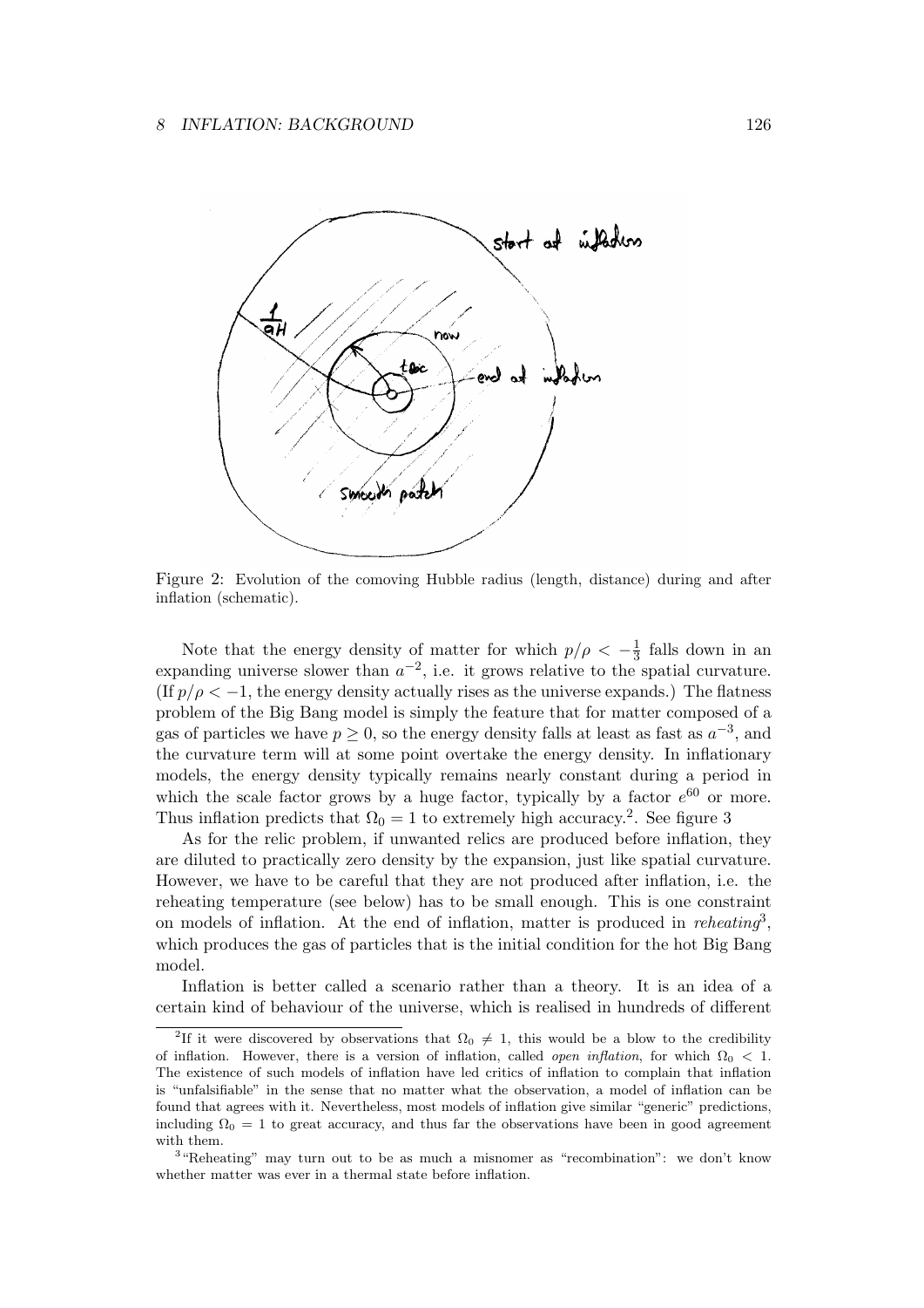Figure 2: Evolution of the comoving Hubble radius (length, distance) during and after inflation (schematic).

Note that the energy density of matter for which $p/\rho < -\frac{1}{3}$ falls down in an expanding universe slower than $a^{-2}$, i.e. it grows relative to the spatial curvature. (If $p/\rho < -1$, the energy density actually rises as the universe expands.) The flatness problem of the Big Bang model is simply the feature that for matter composed of a gas of particles we have $p \geq 0$, so the energy density falls at least as fast as $a^{-3}$, and the curvature term will at some point overtake the energy density. In inflationary models, the energy density typically remains nearly constant during a period in which the scale factor grows by a huge factor, typically by a factor $e^{60}$ or more. Thus inflation predicts that $\Omega_0 = 1$ to extremely high accuracy.[2]. See figure 3

As for the relic problem, if unwanted relics are produced before inflation, they are diluted to practically zero density by the expansion, just like spatial curvature. However, we have to be careful that they are not produced after inflation, i.e. the reheating temperature (see below) has to be small enough. This is one constraint on models of inflation. At the end of inflation, matter is produced in *reheating*[3], which produces the gas of particles that is the initial condition for the hot Big Bang model.

Inflation is better called a scenario rather than a theory. It is an idea of a certain kind of behaviour of the universe, which is realised in hundreds of different

[2]If it were discovered by observations that $\Omega_0 \neq 1$, this would be a blow to the credibility of inflation. However, there is a version of inflation, called *open inflation*, for which $\Omega_0 < 1$. The existence of such models of inflation have led critics of inflation to complain that inflation is "unfalsifiable" in the sense that no matter what the observation, a model of inflation can be found that agrees with it. Nevertheless, most models of inflation give similar "generic" predictions, including $\Omega_0 = 1$ to great accuracy, and thus far the observations have been in good agreement with them.

[3]"Reheating" may turn out to be as much a misnomer as "recombination": we don't know whether matter was ever in a thermal state before inflation.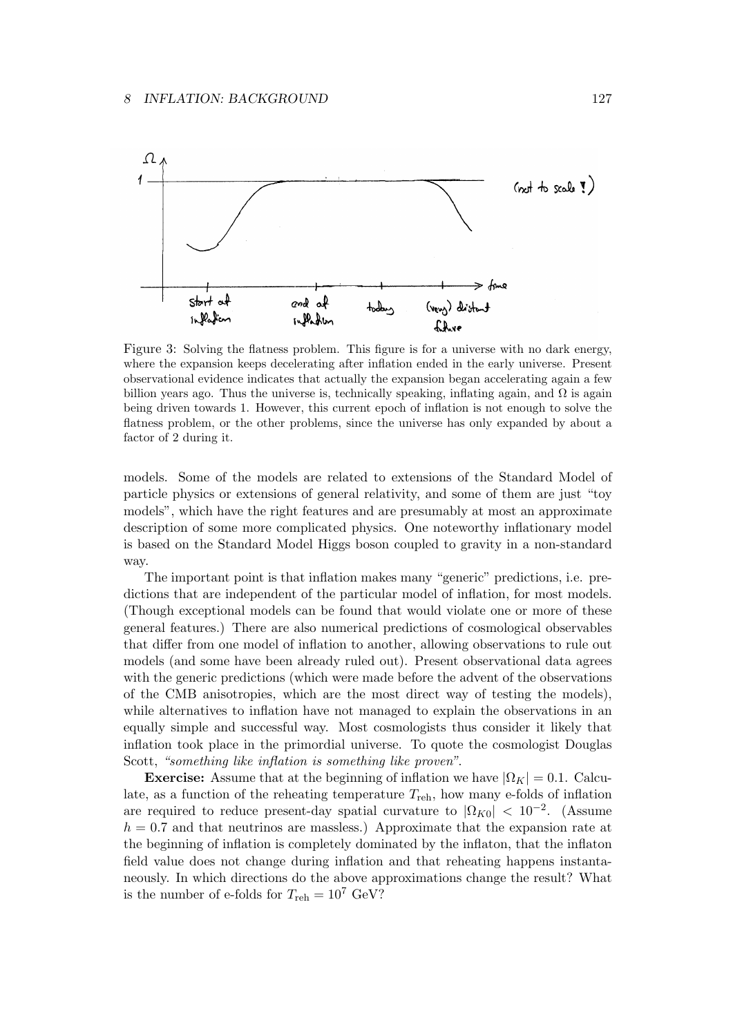Figure 3: Solving the flatness problem. This figure is for a universe with no dark energy, where the expansion keeps decelerating after inflation ended in the early universe. Present observational evidence indicates that actually the expansion began accelerating again a few billion years ago. Thus the universe is, technically speaking, inflating again, and $\Omega$ is again being driven towards 1. However, this current epoch of inflation is not enough to solve the flatness problem, or the other problems, since the universe has only expanded by about a factor of 2 during it.

models. Some of the models are related to extensions of the Standard Model of particle physics or extensions of general relativity, and some of them are just "toy models", which have the right features and are presumably at most an approximate description of some more complicated physics. One noteworthy inflationary model is based on the Standard Model Higgs boson coupled to gravity in a non-standard way.

The important point is that inflation makes many "generic" predictions, i.e. predictions that are independent of the particular model of inflation, for most models. (Though exceptional models can be found that would violate one or more of these general features.) There are also numerical predictions of cosmological observables that differ from one model of inflation to another, allowing observations to rule out models (and some have been already ruled out). Present observational data agrees with the generic predictions (which were made before the advent of the observations of the CMB anisotropies, which are the most direct way of testing the models), while alternatives to inflation have not managed to explain the observations in an equally simple and successful way. Most cosmologists thus consider it likely that inflation took place in the primordial universe. To quote the cosmologist Douglas Scott, *"something like inflation is something like proven"*.

**Exercise:** Assume that at the beginning of inflation we have $|\Omega_K| = 0.1$. Calculate, as a function of the reheating temperature $T_{\text{reh}}$, how many e-folds of inflation are required to reduce present-day spatial curvature to $|\Omega_{K0}| < 10^{-2}$. (Assume $h = 0.7$ and that neutrinos are massless.) Approximate that the expansion rate at the beginning of inflation is completely dominated by the inflaton, that the inflaton field value does not change during inflation and that reheating happens instantaneously. In which directions do the above approximations change the result? What is the number of e-folds for $T_{\text{reh}} = 10^7$ GeV?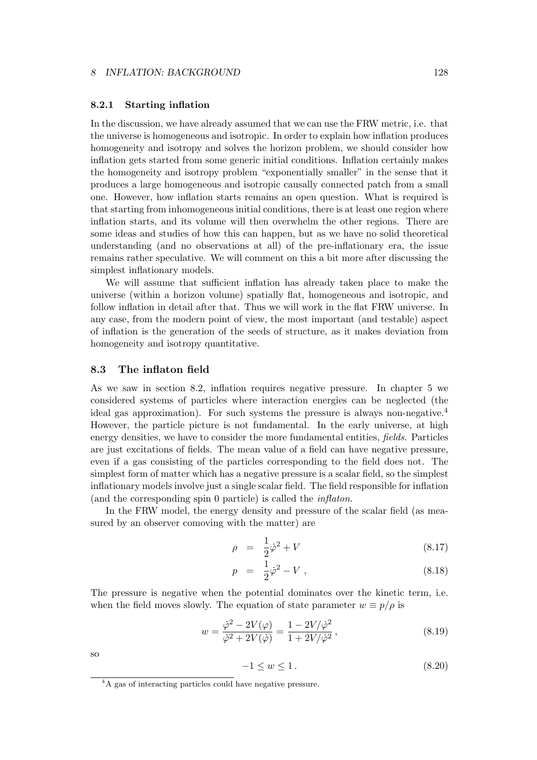### 8.2.1 Starting inflation

In the discussion, we have already assumed that we can use the FRW metric, i.e. that the universe is homogeneous and isotropic. In order to explain how inflation produces homogeneity and isotropy and solves the horizon problem, we should consider how inflation gets started from some generic initial conditions. Inflation certainly makes the homogeneity and isotropy problem "exponentially smaller" in the sense that it produces a large homogeneous and isotropic causally connected patch from a small one. However, how inflation starts remains an open question. What is required is that starting from inhomogeneous initial conditions, there is at least one region where inflation starts, and its volume will then overwhelm the other regions. There are some ideas and studies of how this can happen, but as we have no solid theoretical understanding (and no observations at all) of the pre-inflationary era, the issue remains rather speculative. We will comment on this a bit more after discussing the simplest inflationary models.

We will assume that sufficient inflation has already taken place to make the universe (within a horizon volume) spatially flat, homogeneous and isotropic, and follow inflation in detail after that. Thus we will work in the flat FRW universe. In any case, from the modern point of view, the most important (and testable) aspect of inflation is the generation of the seeds of structure, as it makes deviation from homogeneity and isotropy quantitative.

## 8.3 The inflaton field

As we saw in section 8.2, inflation requires negative pressure. In chapter 5 we considered systems of particles where interaction energies can be neglected (the ideal gas approximation). For such systems the pressure is always non-negative.[4] However, the particle picture is not fundamental. In the early universe, at high energy densities, we have to consider the more fundamental entities, *fields*. Particles are just excitations of fields. The mean value of a field can have negative pressure, even if a gas consisting of the particles corresponding to the field does not. The simplest form of matter which has a negative pressure is a scalar field, so the simplest inflationary models involve just a single scalar field. The field responsible for inflation (and the corresponding spin 0 particle) is called the *inflaton*.

In the FRW model, the energy density and pressure of the scalar field (as measured by an observer comoving with the matter) are

$$\rho = \frac{1}{2}\dot{\varphi}^2 + V \tag{8.17}$$

$$p = \frac{1}{2}\dot{\varphi}^2 - V \,, \tag{8.18}$$

The pressure is negative when the potential dominates over the kinetic term, i.e. when the field moves slowly. The equation of state parameter $w \equiv p/\rho$ is

$$w = \frac{\dot{\varphi}^2 - 2V(\varphi)}{\dot{\varphi}^2 + 2V(\dot{\varphi})} = \frac{1 - 2V/\dot{\varphi}^2}{1 + 2V/\dot{\varphi}^2} \,, \tag{8.19}$$

so

$$-1 \le w \le 1 \,. \tag{8.20}$$

[4] A gas of interacting particles could have negative pressure.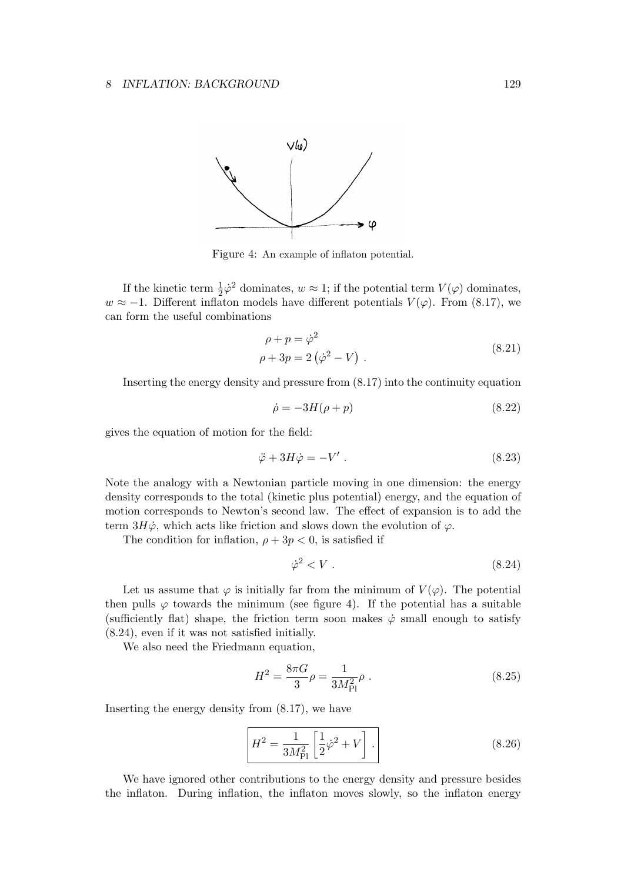Figure 4: An example of inflaton potential.

If the kinetic term $\frac{1}{2}\dot{\varphi}^2$ dominates, $w \approx 1$; if the potential term $V(\varphi)$ dominates, $w \approx -1$. Different inflaton models have different potentials $V(\varphi)$. From (8.17), we can form the useful combinations

$$
\begin{aligned}
\rho + p &= \dot{\varphi}^2 \\
\rho + 3p &= 2\left(\dot{\varphi}^2 - V\right) .
\end{aligned}
\tag{8.21}
$$

Inserting the energy density and pressure from (8.17) into the continuity equation

$$
\dot{\rho} = -3H(\rho + p) \tag{8.22}
$$

gives the equation of motion for the field:

$$
\ddot{\varphi} + 3H\dot{\varphi} = -V' . \tag{8.23}
$$

Note the analogy with a Newtonian particle moving in one dimension: the energy density corresponds to the total (kinetic plus potential) energy, and the equation of motion corresponds to Newton's second law. The effect of expansion is to add the term $3H\dot{\varphi}$, which acts like friction and slows down the evolution of $\varphi$.

The condition for inflation, $\rho + 3p < 0$, is satisfied if

$$
\dot{\varphi}^2 < V . \tag{8.24}
$$

Let us assume that $\varphi$ is initially far from the minimum of $V(\varphi)$. The potential then pulls $\varphi$ towards the minimum (see figure 4). If the potential has a suitable (sufficiently flat) shape, the friction term soon makes $\dot{\varphi}$ small enough to satisfy (8.24), even if it was not satisfied initially.

We also need the Friedmann equation,

$$
H^2 = \frac{8\pi G}{3}\rho = \frac{1}{3M_{\mathrm{Pl}}^2}\rho . \tag{8.25}
$$

Inserting the energy density from (8.17), we have

$$
\boxed{H^2 = \frac{1}{3M_{\mathrm{Pl}}^2}\left[\frac{1}{2}\dot{\varphi}^2 + V\right] .} \tag{8.26}
$$

We have ignored other contributions to the energy density and pressure besides the inflaton. During inflation, the inflaton moves slowly, so the inflaton energy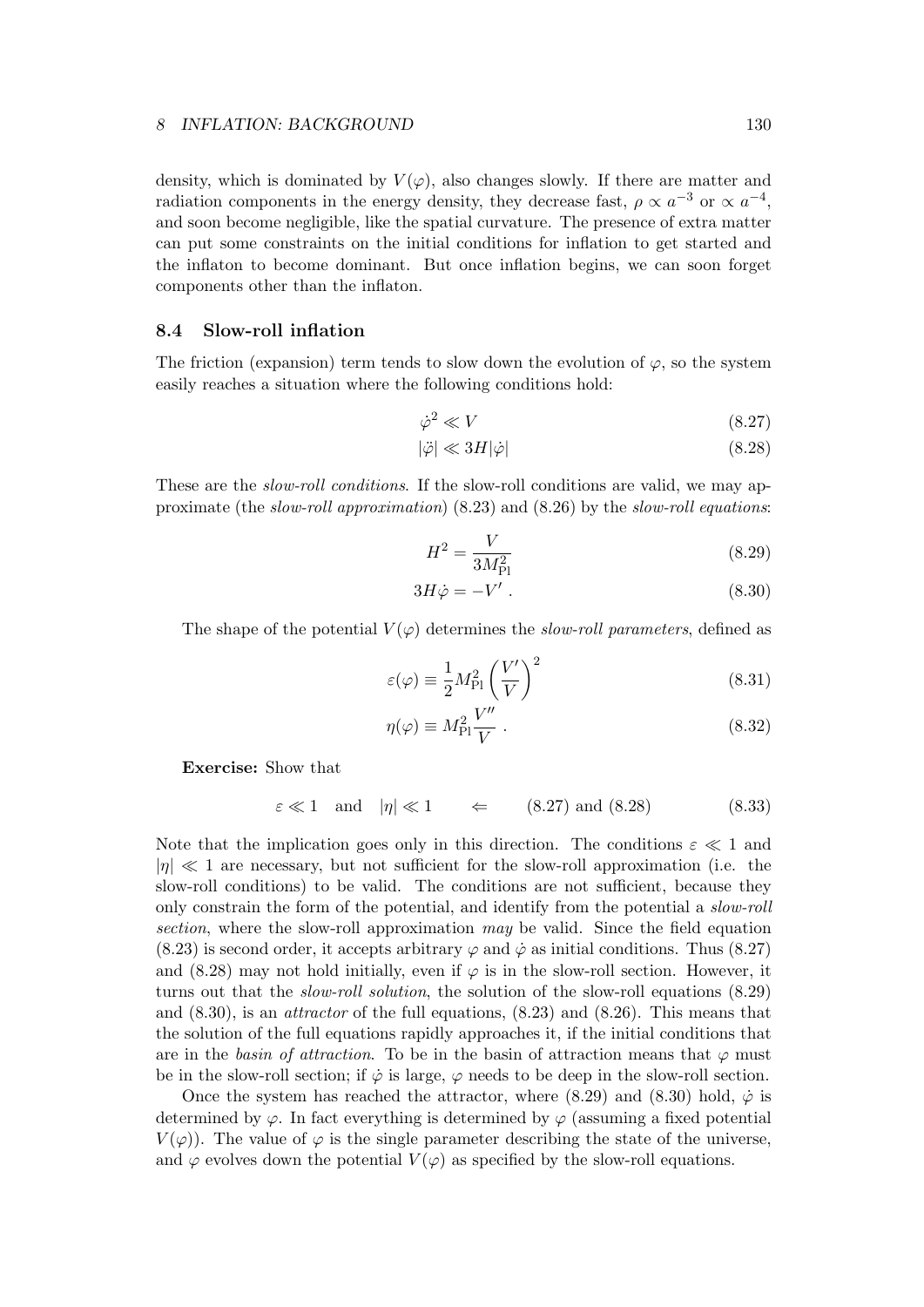density, which is dominated by $V(\varphi)$, also changes slowly. If there are matter and radiation components in the energy density, they decrease fast, $\rho \propto a^{-3}$ or $\propto a^{-4}$, and soon become negligible, like the spatial curvature. The presence of extra matter can put some constraints on the initial conditions for inflation to get started and the inflaton to become dominant. But once inflation begins, we can soon forget components other than the inflaton.

## 8.4 Slow-roll inflation

The friction (expansion) term tends to slow down the evolution of $\varphi$, so the system easily reaches a situation where the following conditions hold:

$$\dot{\varphi}^2 \ll V \tag{8.27}$$

$$|\ddot{\varphi}| \ll 3H|\dot{\varphi}| \tag{8.28}$$

These are the *slow-roll conditions*. If the slow-roll conditions are valid, we may approximate (the *slow-roll approximation*) (8.23) and (8.26) by the *slow-roll equations*:

$$H^2 = \frac{V}{3M_{\rm Pl}^2} \tag{8.29}$$

$$3H\dot{\varphi} = -V' \, . \tag{8.30}$$

The shape of the potential $V(\varphi)$ determines the *slow-roll parameters*, defined as

$$\varepsilon(\varphi) \equiv \frac{1}{2}M_{\rm Pl}^2\left(\frac{V'}{V}\right)^2 \tag{8.31}$$

$$\eta(\varphi) \equiv M_{\rm Pl}^2\frac{V''}{V} \, . \tag{8.32}$$

**Exercise:** Show that

$$\varepsilon \ll 1 \quad \text{and} \quad |\eta| \ll 1 \qquad \Leftarrow \qquad (8.27) \text{ and } (8.28) \tag{8.33}$$

Note that the implication goes only in this direction. The conditions $\varepsilon \ll 1$ and $|\eta| \ll 1$ are necessary, but not sufficient for the slow-roll approximation (i.e. the slow-roll conditions) to be valid. The conditions are not sufficient, because they only constrain the form of the potential, and identify from the potential a *slow-roll section*, where the slow-roll approximation *may* be valid. Since the field equation (8.23) is second order, it accepts arbitrary $\varphi$ and $\dot{\varphi}$ as initial conditions. Thus (8.27) and (8.28) may not hold initially, even if $\varphi$ is in the slow-roll section. However, it turns out that the *slow-roll solution*, the solution of the slow-roll equations (8.29) and (8.30), is an *attractor* of the full equations, (8.23) and (8.26). This means that the solution of the full equations rapidly approaches it, if the initial conditions that are in the *basin of attraction*. To be in the basin of attraction means that $\varphi$ must be in the slow-roll section; if $\dot{\varphi}$ is large, $\varphi$ needs to be deep in the slow-roll section.

Once the system has reached the attractor, where (8.29) and (8.30) hold, $\dot{\varphi}$ is determined by $\varphi$. In fact everything is determined by $\varphi$ (assuming a fixed potential $V(\varphi)$). The value of $\varphi$ is the single parameter describing the state of the universe, and $\varphi$ evolves down the potential $V(\varphi)$ as specified by the slow-roll equations.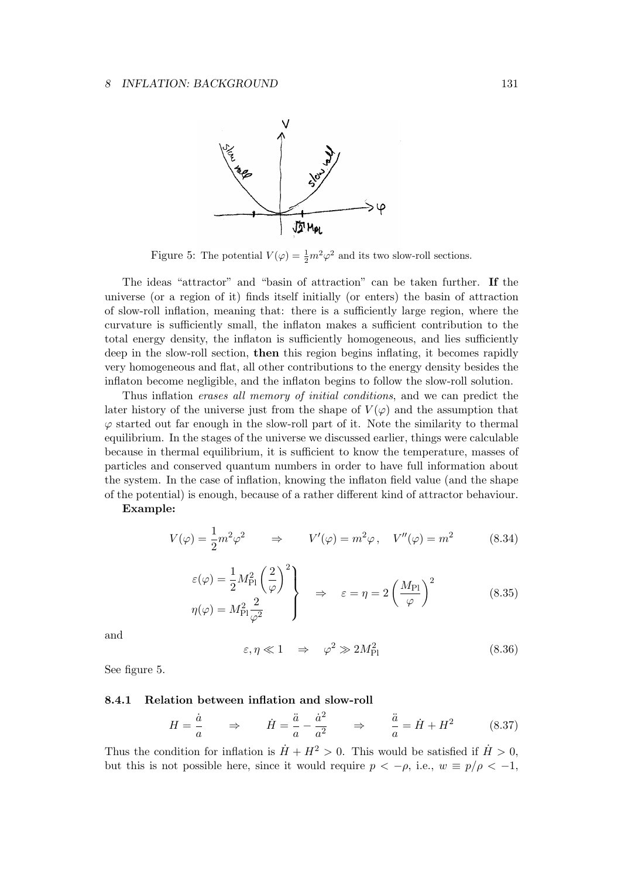Figure 5: The potential $V(\varphi) = \frac{1}{2}m^2\varphi^2$ and its two slow-roll sections.

The ideas "attractor" and "basin of attraction" can be taken further. **If** the universe (or a region of it) finds itself initially (or enters) the basin of attraction of slow-roll inflation, meaning that: there is a sufficiently large region, where the curvature is sufficiently small, the inflaton makes a sufficient contribution to the total energy density, the inflaton is sufficiently homogeneous, and lies sufficiently deep in the slow-roll section, **then** this region begins inflating, it becomes rapidly very homogeneous and flat, all other contributions to the energy density besides the inflaton become negligible, and the inflaton begins to follow the slow-roll solution.

Thus inflation *erases all memory of initial conditions*, and we can predict the later history of the universe just from the shape of $V(\varphi)$ and the assumption that $\varphi$ started out far enough in the slow-roll part of it. Note the similarity to thermal equilibrium. In the stages of the universe we discussed earlier, things were calculable because in thermal equilibrium, it is sufficient to know the temperature, masses of particles and conserved quantum numbers in order to have full information about the system. In the case of inflation, knowing the inflaton field value (and the shape of the potential) is enough, because of a rather different kind of attractor behaviour.

**Example:**

$$V(\varphi) = \frac{1}{2}m^2\varphi^2 \qquad \Rightarrow \qquad V'(\varphi) = m^2\varphi\,, \quad V''(\varphi) = m^2 \tag{8.34}$$

$$\left.\begin{aligned} \varepsilon(\varphi) &= \frac{1}{2}M_{\text{Pl}}^2\left(\frac{2}{\varphi}\right)^2 \\ \eta(\varphi) &= M_{\text{Pl}}^2\frac{2}{\varphi^2} \end{aligned}\right\} \quad \Rightarrow \quad \varepsilon = \eta = 2\left(\frac{M_{\text{Pl}}}{\varphi}\right)^2 \tag{8.35}$$

and

$$\varepsilon, \eta \ll 1 \quad \Rightarrow \quad \varphi^2 \gg 2M_{\text{Pl}}^2 \tag{8.36}$$

See figure 5.

### 8.4.1 Relation between inflation and slow-roll

$$H = \frac{\dot{a}}{a} \qquad \Rightarrow \qquad \dot{H} = \frac{\ddot{a}}{a} - \frac{\dot{a}^2}{a^2} \qquad \Rightarrow \qquad \frac{\ddot{a}}{a} = \dot{H} + H^2 \tag{8.37}$$

Thus the condition for inflation is $\dot{H} + H^2 > 0$. This would be satisfied if $\dot{H} > 0$, but this is not possible here, since it would require $p < -\rho$, i.e., $w \equiv p/\rho < -1$,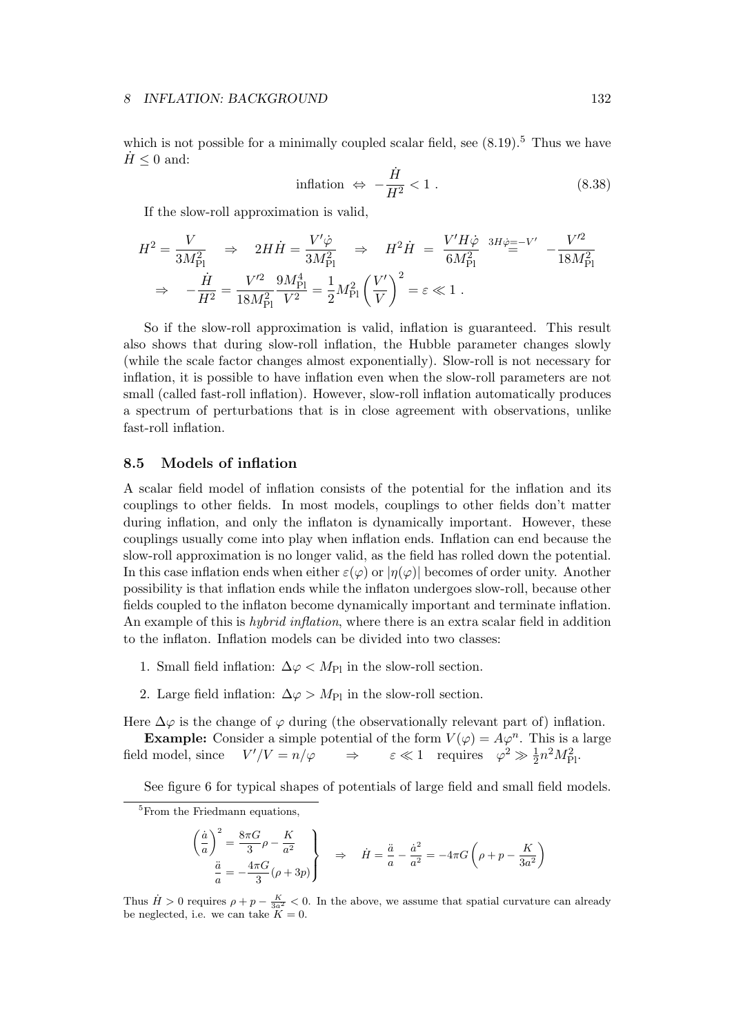which is not possible for a minimally coupled scalar field, see (8.19).[5] Thus we have $\dot{H} \leq 0$ and:

$$\text{inflation} \ \Leftrightarrow \ -\frac{\dot{H}}{H^2} < 1 \ . \tag{8.38}$$

If the slow-roll approximation is valid,

$$H^2 = \frac{V}{3M_{\rm Pl}^2} \quad \Rightarrow \quad 2H\dot{H} = \frac{V'\dot{\varphi}}{3M_{\rm Pl}^2} \quad \Rightarrow \quad H^2\dot{H} \ = \ \frac{V'H\dot{\varphi}}{6M_{\rm Pl}^2} \ \stackrel{3H\dot{\varphi}=-V'}{=} \ -\frac{V'^2}{18M_{\rm Pl}^2}$$

$$\Rightarrow \quad -\frac{\dot{H}}{H^2} = \frac{V'^2}{18M_{\rm Pl}^2}\frac{9M_{\rm Pl}^4}{V^2} = \frac{1}{2}M_{\rm Pl}^2\left(\frac{V'}{V}\right)^2 = \varepsilon \ll 1 \ .$$

So if the slow-roll approximation is valid, inflation is guaranteed. This result also shows that during slow-roll inflation, the Hubble parameter changes slowly (while the scale factor changes almost exponentially). Slow-roll is not necessary for inflation, it is possible to have inflation even when the slow-roll parameters are not small (called fast-roll inflation). However, slow-roll inflation automatically produces a spectrum of perturbations that is in close agreement with observations, unlike fast-roll inflation.

### 8.5 Models of inflation

A scalar field model of inflation consists of the potential for the inflation and its couplings to other fields. In most models, couplings to other fields don't matter during inflation, and only the inflaton is dynamically important. However, these couplings usually come into play when inflation ends. Inflation can end because the slow-roll approximation is no longer valid, as the field has rolled down the potential. In this case inflation ends when either $\varepsilon(\varphi)$ or $|\eta(\varphi)|$ becomes of order unity. Another possibility is that inflation ends while the inflaton undergoes slow-roll, because other fields coupled to the inflaton become dynamically important and terminate inflation. An example of this is *hybrid inflation*, where there is an extra scalar field in addition to the inflaton. Inflation models can be divided into two classes:

1. Small field inflation: $\Delta\varphi < M_{\rm Pl}$ in the slow-roll section.
2. Large field inflation: $\Delta\varphi > M_{\rm Pl}$ in the slow-roll section.

Here $\Delta\varphi$ is the change of $\varphi$ during (the observationally relevant part of) inflation.

**Example:** Consider a simple potential of the form $V(\varphi) = A\varphi^n$. This is a large field model, since $\quad V'/V = n/\varphi \qquad \Rightarrow \qquad \varepsilon \ll 1 \quad$ requires $\quad \varphi^2 \gg \frac{1}{2}n^2M_{\rm Pl}^2$.

See figure 6 for typical shapes of potentials of large field and small field models.

---

[5] From the Friedmann equations,

$$\left.\begin{aligned} \left(\frac{\dot{a}}{a}\right)^2 &= \frac{8\pi G}{3}\rho - \frac{K}{a^2} \\ \frac{\ddot{a}}{a} &= -\frac{4\pi G}{3}(\rho + 3p) \end{aligned}\right\} \quad \Rightarrow \quad \dot{H} = \frac{\ddot{a}}{a} - \frac{\dot{a}^2}{a^2} = -4\pi G\left(\rho + p - \frac{K}{3a^2}\right)$$

Thus $\dot{H} > 0$ requires $\rho + p - \frac{K}{3a^2} < 0$. In the above, we assume that spatial curvature can already be neglected, i.e. we can take $K = 0$.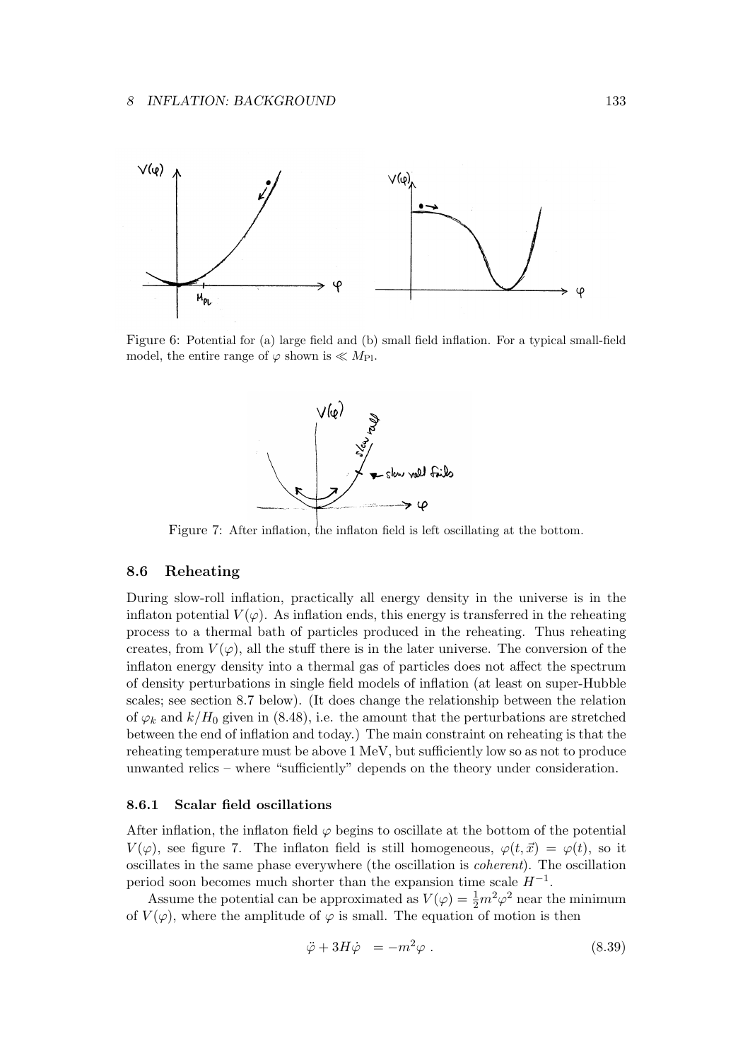Figure 6: Potential for (a) large field and (b) small field inflation. For a typical small-field model, the entire range of $\varphi$ shown is $\ll M_{\rm Pl}$.

Figure 7: After inflation, the inflaton field is left oscillating at the bottom.

### 8.6 Reheating

During slow-roll inflation, practically all energy density in the universe is in the inflaton potential $V(\varphi)$. As inflation ends, this energy is transferred in the reheating process to a thermal bath of particles produced in the reheating. Thus reheating creates, from $V(\varphi)$, all the stuff there is in the later universe. The conversion of the inflaton energy density into a thermal gas of particles does not affect the spectrum of density perturbations in single field models of inflation (at least on super-Hubble scales; see section 8.7 below). (It does change the relationship between the relation of $\varphi_k$ and $k/H_0$ given in (8.48), i.e. the amount that the perturbations are stretched between the end of inflation and today.) The main constraint on reheating is that the reheating temperature must be above 1 MeV, but sufficiently low so as not to produce unwanted relics – where "sufficiently" depends on the theory under consideration.

#### 8.6.1 Scalar field oscillations

After inflation, the inflaton field $\varphi$ begins to oscillate at the bottom of the potential $V(\varphi)$, see figure 7. The inflaton field is still homogeneous, $\varphi(t, \vec{x}) = \varphi(t)$, so it oscillates in the same phase everywhere (the oscillation is *coherent*). The oscillation period soon becomes much shorter than the expansion time scale $H^{-1}$.

Assume the potential can be approximated as $V(\varphi) = \frac{1}{2}m^2\varphi^2$ near the minimum of $V(\varphi)$, where the amplitude of $\varphi$ is small. The equation of motion is then

$$\ddot{\varphi} + 3H\dot{\varphi} = -m^2\varphi \, . \tag{8.39}$$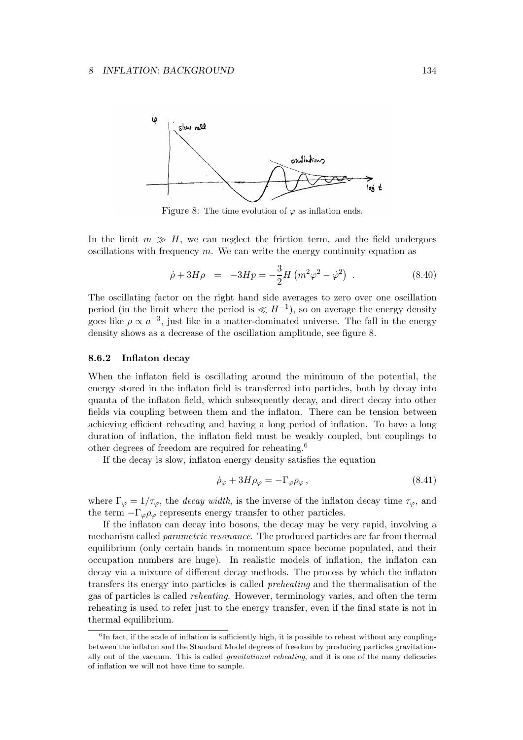Figure 8: The time evolution of $\varphi$ as inflation ends.

In the limit $m \gg H$, we can neglect the friction term, and the field undergoes oscillations with frequency $m$. We can write the energy continuity equation as

$$\dot{\rho} + 3H\rho \quad = \quad -3Hp = -\frac{3}{2}H\left(m^2\varphi^2 - \dot{\varphi}^2\right) \ . \tag{8.40}$$

The oscillating factor on the right hand side averages to zero over one oscillation period (in the limit where the period is $\ll H^{-1}$), so on average the energy density goes like $\rho \propto a^{-3}$, just like in a matter-dominated universe. The fall in the energy density shows as a decrease of the oscillation amplitude, see figure 8.

### 8.6.2 Inflaton decay

When the inflaton field is oscillating around the minimum of the potential, the energy stored in the inflaton field is transferred into particles, both by decay into quanta of the inflaton field, which subsequently decay, and direct decay into other fields via coupling between them and the inflaton. There can be tension between achieving efficient reheating and having a long period of inflation. To have a long duration of inflation, the inflaton field must be weakly coupled, but couplings to other degrees of freedom are required for reheating.[6]

If the decay is slow, inflaton energy density satisfies the equation

$$\dot{\rho}_\varphi + 3H\rho_\varphi = -\Gamma_\varphi \rho_\varphi \, , \tag{8.41}$$

where $\Gamma_\varphi = 1/\tau_\varphi$, the *decay width*, is the inverse of the inflaton decay time $\tau_\varphi$, and the term $-\Gamma_\varphi \rho_\varphi$ represents energy transfer to other particles.

If the inflaton can decay into bosons, the decay may be very rapid, involving a mechanism called *parametric resonance*. The produced particles are far from thermal equilibrium (only certain bands in momentum space become populated, and their occupation numbers are huge). In realistic models of inflation, the inflaton can decay via a mixture of different decay methods. The process by which the inflaton transfers its energy into particles is called *preheating* and the thermalisation of the gas of particles is called *reheating*. However, terminology varies, and often the term reheating is used to refer just to the energy transfer, even if the final state is not in thermal equilibrium.

[6] In fact, if the scale of inflation is sufficiently high, it is possible to reheat without any couplings between the inflaton and the Standard Model degrees of freedom by producing particles gravitationally out of the vacuum. This is called *gravitational reheating*, and it is one of the many delicacies of inflation we will not have time to sample.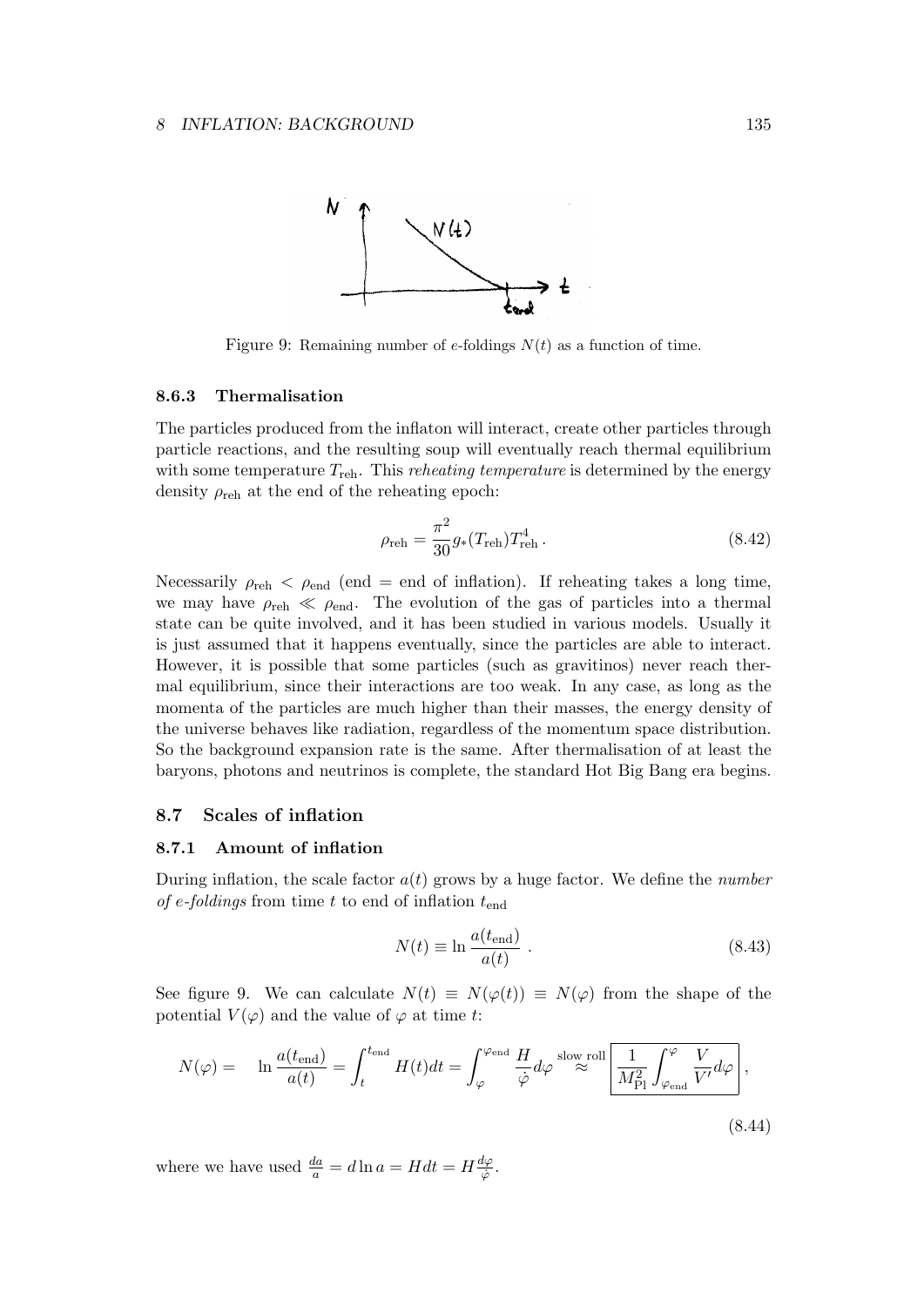Figure 9: Remaining number of $e$-foldings $N(t)$ as a function of time.

### 8.6.3 Thermalisation

The particles produced from the inflaton will interact, create other particles through particle reactions, and the resulting soup will eventually reach thermal equilibrium with some temperature $T_{\rm reh}$. This *reheating temperature* is determined by the energy density $\rho_{\rm reh}$ at the end of the reheating epoch:

$$\rho_{\rm reh} = \frac{\pi^2}{30} g_*(T_{\rm reh}) T_{\rm reh}^4 \,. \tag{8.42}$$

Necessarily $\rho_{\rm reh} < \rho_{\rm end}$ (end = end of inflation). If reheating takes a long time, we may have $\rho_{\rm reh} \ll \rho_{\rm end}$. The evolution of the gas of particles into a thermal state can be quite involved, and it has been studied in various models. Usually it is just assumed that it happens eventually, since the particles are able to interact. However, it is possible that some particles (such as gravitinos) never reach thermal equilibrium, since their interactions are too weak. In any case, as long as the momenta of the particles are much higher than their masses, the energy density of the universe behaves like radiation, regardless of the momentum space distribution. So the background expansion rate is the same. After thermalisation of at least the baryons, photons and neutrinos is complete, the standard Hot Big Bang era begins.

## 8.7 Scales of inflation

### 8.7.1 Amount of inflation

During inflation, the scale factor $a(t)$ grows by a huge factor. We define the *number of e-foldings* from time $t$ to end of inflation $t_{\rm end}$

$$N(t) \equiv \ln \frac{a(t_{\rm end})}{a(t)} \,. \tag{8.43}$$

See figure 9. We can calculate $N(t) \equiv N(\varphi(t)) \equiv N(\varphi)$ from the shape of the potential $V(\varphi)$ and the value of $\varphi$ at time $t$:

$$N(\varphi) = \quad \ln \frac{a(t_{\rm end})}{a(t)} = \int_t^{t_{\rm end}} H(t) dt = \int_{\varphi}^{\varphi_{\rm end}} \frac{H}{\dot{\varphi}} d\varphi \overset{\text{slow roll}}{\approx} \boxed{\frac{1}{M_{\rm Pl}^2} \int_{\varphi_{\rm end}}^{\varphi} \frac{V}{V'} d\varphi} \,, \tag{8.44}$$

where we have used $\frac{da}{a} = d \ln a = H dt = H \frac{d\varphi}{\dot{\varphi}}$.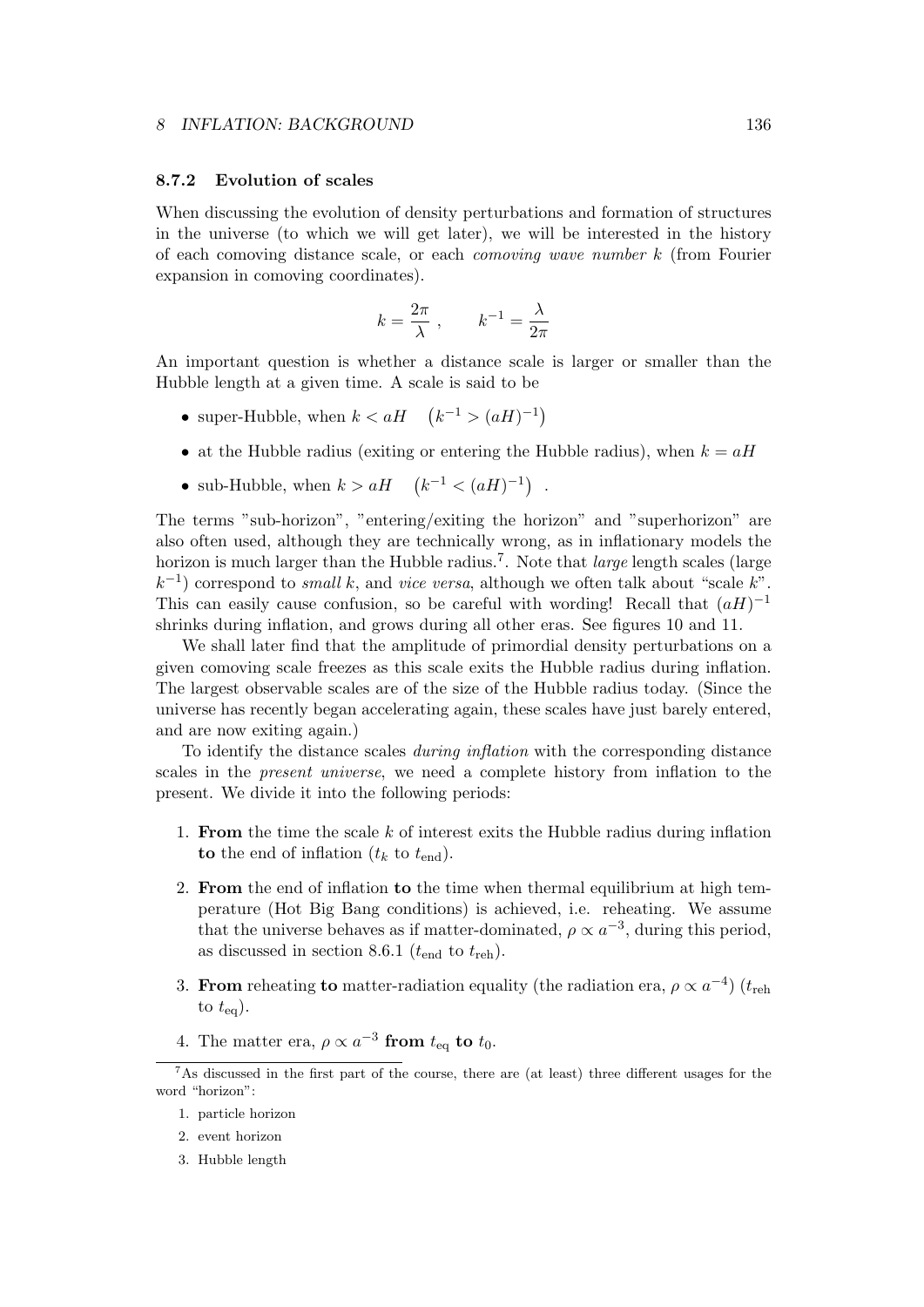### 8.7.2 Evolution of scales

When discussing the evolution of density perturbations and formation of structures in the universe (to which we will get later), we will be interested in the history of each comoving distance scale, or each *comoving wave number* $k$ (from Fourier expansion in comoving coordinates).

$$k = \frac{2\pi}{\lambda}\ , \qquad k^{-1} = \frac{\lambda}{2\pi}$$

An important question is whether a distance scale is larger or smaller than the Hubble length at a given time. A scale is said to be

- super-Hubble, when $k < aH \quad \left(k^{-1} > (aH)^{-1}\right)$
- at the Hubble radius (exiting or entering the Hubble radius), when $k = aH$
- sub-Hubble, when $k > aH \quad \left(k^{-1} < (aH)^{-1}\right)$ .

The terms "sub-horizon", "entering/exiting the horizon" and "superhorizon" are also often used, although they are technically wrong, as in inflationary models the horizon is much larger than the Hubble radius.[7]. Note that *large* length scales (large $k^{-1}$) correspond to *small* $k$, and *vice versa*, although we often talk about "scale $k$". This can easily cause confusion, so be careful with wording! Recall that $(aH)^{-1}$ shrinks during inflation, and grows during all other eras. See figures 10 and 11.

We shall later find that the amplitude of primordial density perturbations on a given comoving scale freezes as this scale exits the Hubble radius during inflation. The largest observable scales are of the size of the Hubble radius today. (Since the universe has recently began accelerating again, these scales have just barely entered, and are now exiting again.)

To identify the distance scales *during inflation* with the corresponding distance scales in the *present universe*, we need a complete history from inflation to the present. We divide it into the following periods:

1. **From** the time the scale $k$ of interest exits the Hubble radius during inflation **to** the end of inflation ($t_k$ to $t_{\rm end}$).
2. **From** the end of inflation **to** the time when thermal equilibrium at high temperature (Hot Big Bang conditions) is achieved, i.e. reheating. We assume that the universe behaves as if matter-dominated, $\rho \propto a^{-3}$, during this period, as discussed in section 8.6.1 ($t_{\rm end}$ to $t_{\rm reh}$).
3. **From** reheating **to** matter-radiation equality (the radiation era, $\rho \propto a^{-4}$) ($t_{\rm reh}$ to $t_{\rm eq}$).
4. The matter era, $\rho \propto a^{-3}$ **from** $t_{\rm eq}$ **to** $t_0$.

[7]As discussed in the first part of the course, there are (at least) three different usages for the word "horizon":

1. particle horizon
2. event horizon
3. Hubble length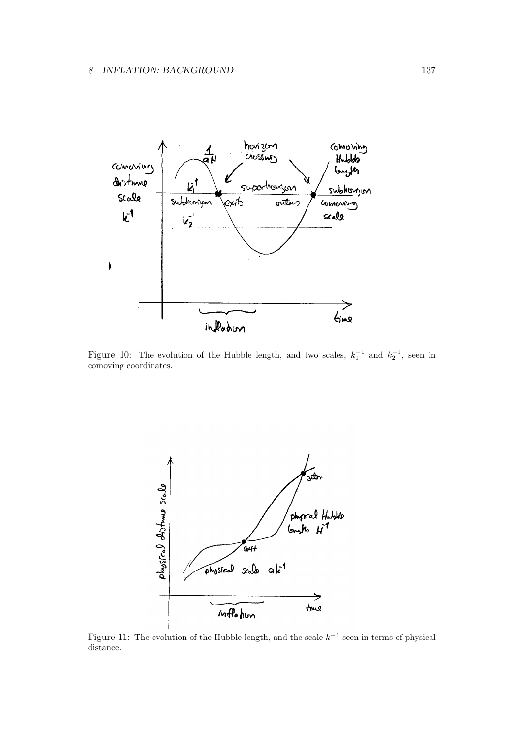Figure 10: The evolution of the Hubble length, and two scales, $k_1^{-1}$ and $k_2^{-1}$, seen in comoving coordinates.

Figure 11: The evolution of the Hubble length, and the scale $k^{-1}$ seen in terms of physical distance.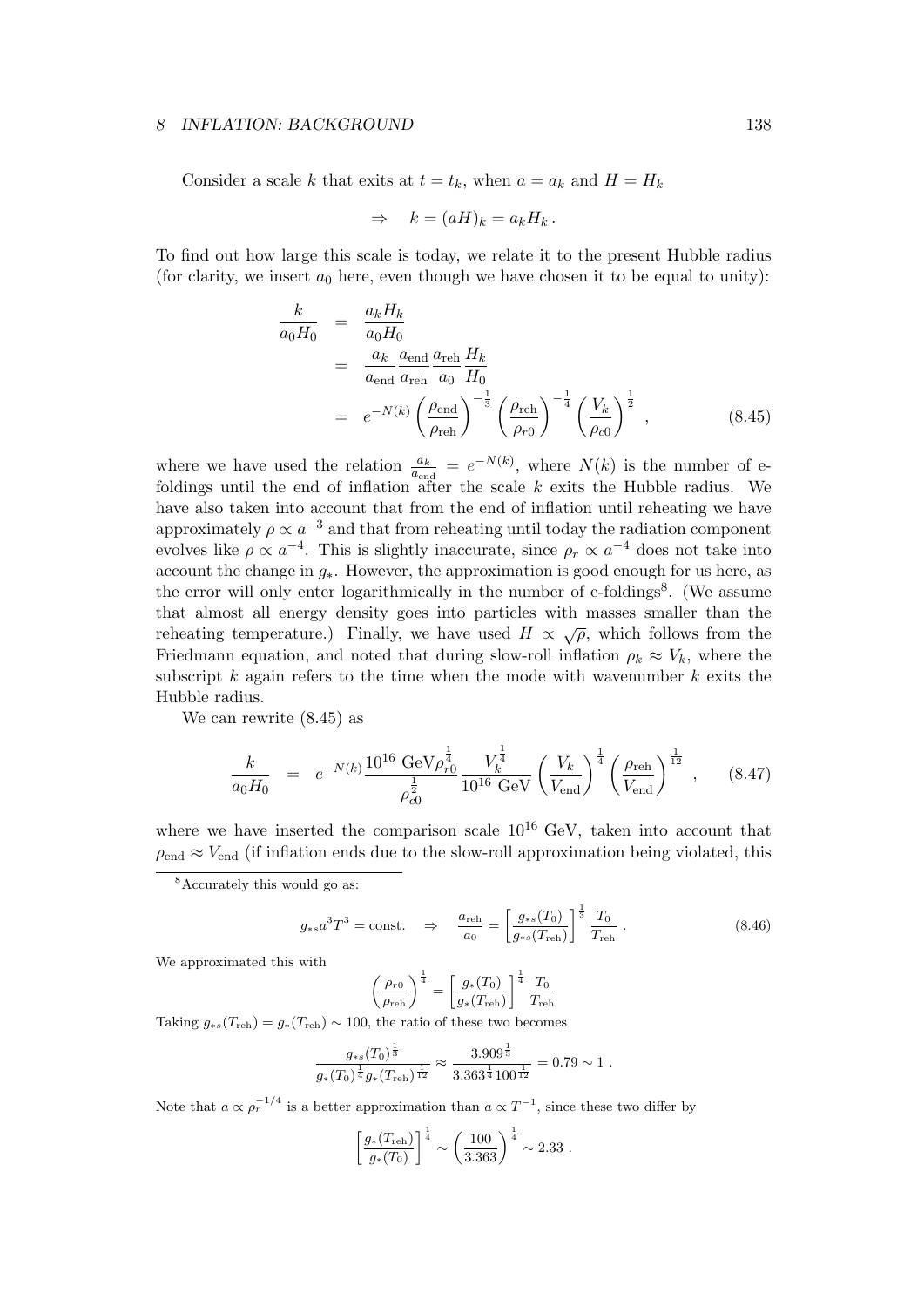Consider a scale $k$ that exits at $t = t_k$, when $a = a_k$ and $H = H_k$

$$\Rightarrow \quad k = (aH)_k = a_k H_k \,.$$

To find out how large this scale is today, we relate it to the present Hubble radius (for clarity, we insert $a_0$ here, even though we have chosen it to be equal to unity):

$$\begin{aligned}
\frac{k}{a_0 H_0} &= \frac{a_k H_k}{a_0 H_0} \\
&= \frac{a_k}{a_{\text{end}}} \frac{a_{\text{end}}}{a_{\text{reh}}} \frac{a_{\text{reh}}}{a_0} \frac{H_k}{H_0} \\
&= e^{-N(k)} \left( \frac{\rho_{\text{end}}}{\rho_{\text{reh}}} \right)^{-\frac{1}{3}} \left( \frac{\rho_{\text{reh}}}{\rho_{r0}} \right)^{-\frac{1}{4}} \left( \frac{V_k}{\rho_{c0}} \right)^{\frac{1}{2}} \,, \qquad (8.45)
\end{aligned}$$

where we have used the relation $\frac{a_k}{a_{\text{end}}} = e^{-N(k)}$, where $N(k)$ is the number of e-foldings until the end of inflation after the scale $k$ exits the Hubble radius. We have also taken into account that from the end of inflation until reheating we have approximately $\rho \propto a^{-3}$ and that from reheating until today the radiation component evolves like $\rho \propto a^{-4}$. This is slightly inaccurate, since $\rho_r \propto a^{-4}$ does not take into account the change in $g_*$. However, the approximation is good enough for us here, as the error will only enter logarithmically in the number of e-foldings[8]. (We assume that almost all energy density goes into particles with masses smaller than the reheating temperature.) Finally, we have used $H \propto \sqrt{\rho}$, which follows from the Friedmann equation, and noted that during slow-roll inflation $\rho_k \approx V_k$, where the subscript $k$ again refers to the time when the mode with wavenumber $k$ exits the Hubble radius.

We can rewrite (8.45) as

$$\frac{k}{a_0 H_0} = e^{-N(k)} \frac{10^{16}\ \text{GeV} \rho_{r0}^{\frac{1}{4}}}{\rho_{c0}^{\frac{1}{2}}} \frac{V_k^{\frac{1}{4}}}{10^{16}\ \text{GeV}} \left( \frac{V_k}{V_{\text{end}}} \right)^{\frac{1}{4}} \left( \frac{\rho_{\text{reh}}}{V_{\text{end}}} \right)^{\frac{1}{12}} \,, \qquad (8.47)$$

where we have inserted the comparison scale $10^{16}$ GeV, taken into account that $\rho_{\text{end}} \approx V_{\text{end}}$ (if inflation ends due to the slow-roll approximation being violated, this

---

[8] Accurately this would go as:

$$g_{*s} a^3 T^3 = \text{const.} \quad \Rightarrow \quad \frac{a_{\text{reh}}}{a_0} = \left[ \frac{g_{*s}(T_0)}{g_{*s}(T_{\text{reh}})} \right]^{\frac{1}{3}} \frac{T_0}{T_{\text{reh}}} \,. \qquad (8.46)$$

We approximated this with

$$\left( \frac{\rho_{r0}}{\rho_{\text{reh}}} \right)^{\frac{1}{4}} = \left[ \frac{g_*(T_0)}{g_*(T_{\text{reh}})} \right]^{\frac{1}{4}} \frac{T_0}{T_{\text{reh}}}$$

Taking $g_{*s}(T_{\text{reh}}) = g_*(T_{\text{reh}}) \sim 100$, the ratio of these two becomes

$$\frac{g_{*s}(T_0)^{\frac{1}{3}}}{g_*(T_0)^{\frac{1}{4}} g_*(T_{\text{reh}})^{\frac{1}{12}}} \approx \frac{3.909^{\frac{1}{3}}}{3.363^{\frac{1}{4}} 100^{\frac{1}{12}}} = 0.79 \sim 1 \,.$$

Note that $a \propto \rho_r^{-1/4}$ is a better approximation than $a \propto T^{-1}$, since these two differ by

$$\left[ \frac{g_*(T_{\text{reh}})}{g_*(T_0)} \right]^{\frac{1}{4}} \sim \left( \frac{100}{3.363} \right)^{\frac{1}{4}} \sim 2.33 \,.$$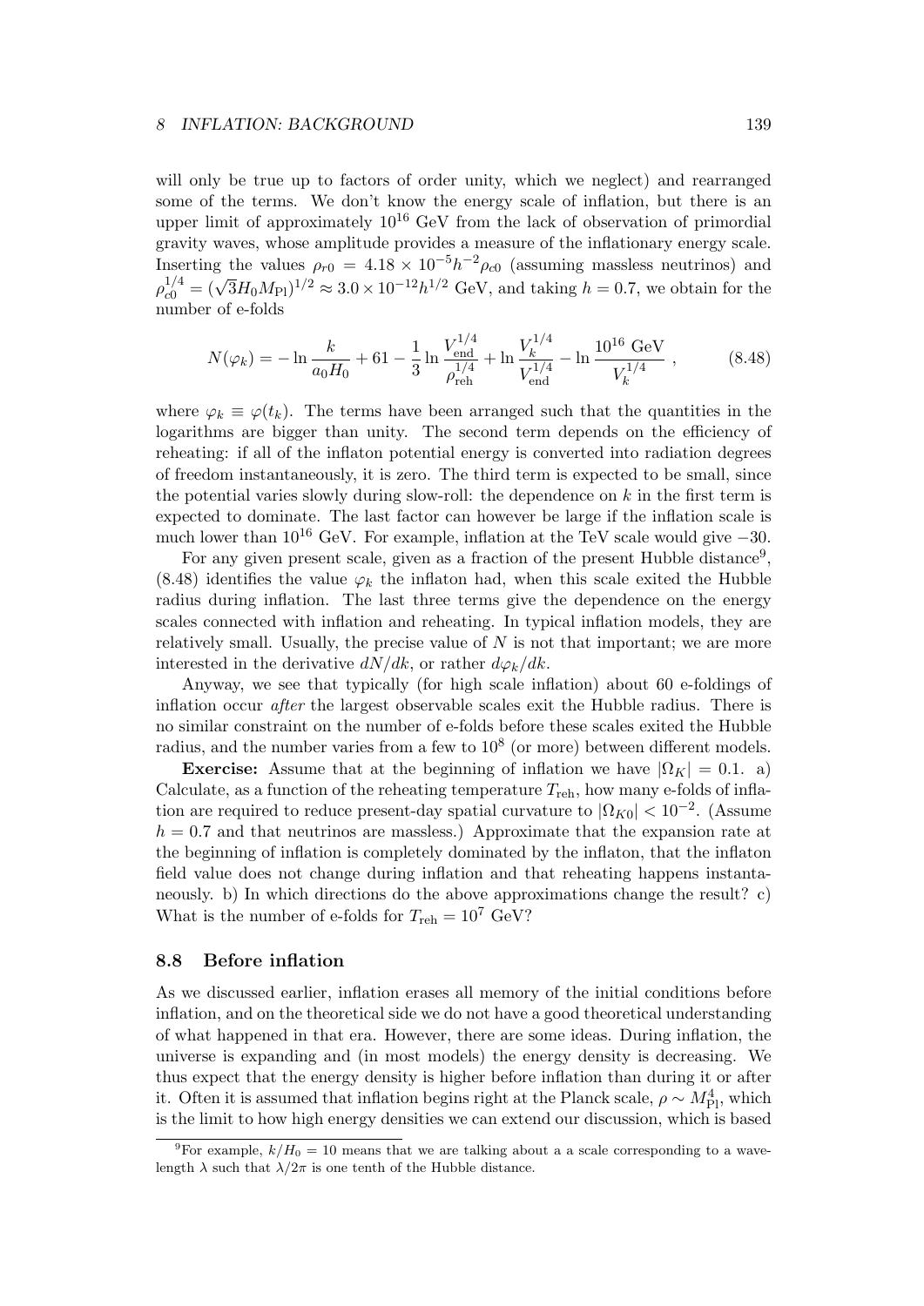will only be true up to factors of order unity, which we neglect) and rearranged some of the terms. We don't know the energy scale of inflation, but there is an upper limit of approximately $10^{16}$ GeV from the lack of observation of primordial gravity waves, whose amplitude provides a measure of the inflationary energy scale. Inserting the values $\rho_{r0} = 4.18 \times 10^{-5} h^{-2} \rho_{c0}$ (assuming massless neutrinos) and $\rho_{c0}^{1/4} = (\sqrt{3} H_0 M_{\rm Pl})^{1/2} \approx 3.0 \times 10^{-12} h^{1/2}$ GeV, and taking $h = 0.7$, we obtain for the number of e-folds

$$N(\varphi_k) = -\ln \frac{k}{a_0 H_0} + 61 - \frac{1}{3} \ln \frac{V_{\rm end}^{1/4}}{\rho_{\rm reh}^{1/4}} + \ln \frac{V_k^{1/4}}{V_{\rm end}^{1/4}} - \ln \frac{10^{16}\ \mathrm{GeV}}{V_k^{1/4}} \,, \tag{8.48}$$

where $\varphi_k \equiv \varphi(t_k)$. The terms have been arranged such that the quantities in the logarithms are bigger than unity. The second term depends on the efficiency of reheating: if all of the inflaton potential energy is converted into radiation degrees of freedom instantaneously, it is zero. The third term is expected to be small, since the potential varies slowly during slow-roll: the dependence on $k$ in the first term is expected to dominate. The last factor can however be large if the inflation scale is much lower than $10^{16}$ GeV. For example, inflation at the TeV scale would give $-30$.

For any given present scale, given as a fraction of the present Hubble distance[9], (8.48) identifies the value $\varphi_k$ the inflaton had, when this scale exited the Hubble radius during inflation. The last three terms give the dependence on the energy scales connected with inflation and reheating. In typical inflation models, they are relatively small. Usually, the precise value of $N$ is not that important; we are more interested in the derivative $dN/dk$, or rather $d\varphi_k/dk$.

Anyway, we see that typically (for high scale inflation) about 60 e-foldings of inflation occur *after* the largest observable scales exit the Hubble radius. There is no similar constraint on the number of e-folds before these scales exited the Hubble radius, and the number varies from a few to $10^8$ (or more) between different models.

**Exercise:** Assume that at the beginning of inflation we have $|\Omega_K| = 0.1$. a) Calculate, as a function of the reheating temperature $T_{\rm reh}$, how many e-folds of inflation are required to reduce present-day spatial curvature to $|\Omega_{K0}| < 10^{-2}$. (Assume $h = 0.7$ and that neutrinos are massless.) Approximate that the expansion rate at the beginning of inflation is completely dominated by the inflaton, that the inflaton field value does not change during inflation and that reheating happens instantaneously. b) In which directions do the above approximations change the result? c) What is the number of e-folds for $T_{\rm reh} = 10^7$ GeV?

### 8.8 Before inflation

As we discussed earlier, inflation erases all memory of the initial conditions before inflation, and on the theoretical side we do not have a good theoretical understanding of what happened in that era. However, there are some ideas. During inflation, the universe is expanding and (in most models) the energy density is decreasing. We thus expect that the energy density is higher before inflation than during it or after it. Often it is assumed that inflation begins right at the Planck scale, $\rho \sim M_{\rm Pl}^4$, which is the limit to how high energy densities we can extend our discussion, which is based

---

[9] For example, $k/H_0 = 10$ means that we are talking about a a scale corresponding to a wavelength $\lambda$ such that $\lambda/2\pi$ is one tenth of the Hubble distance.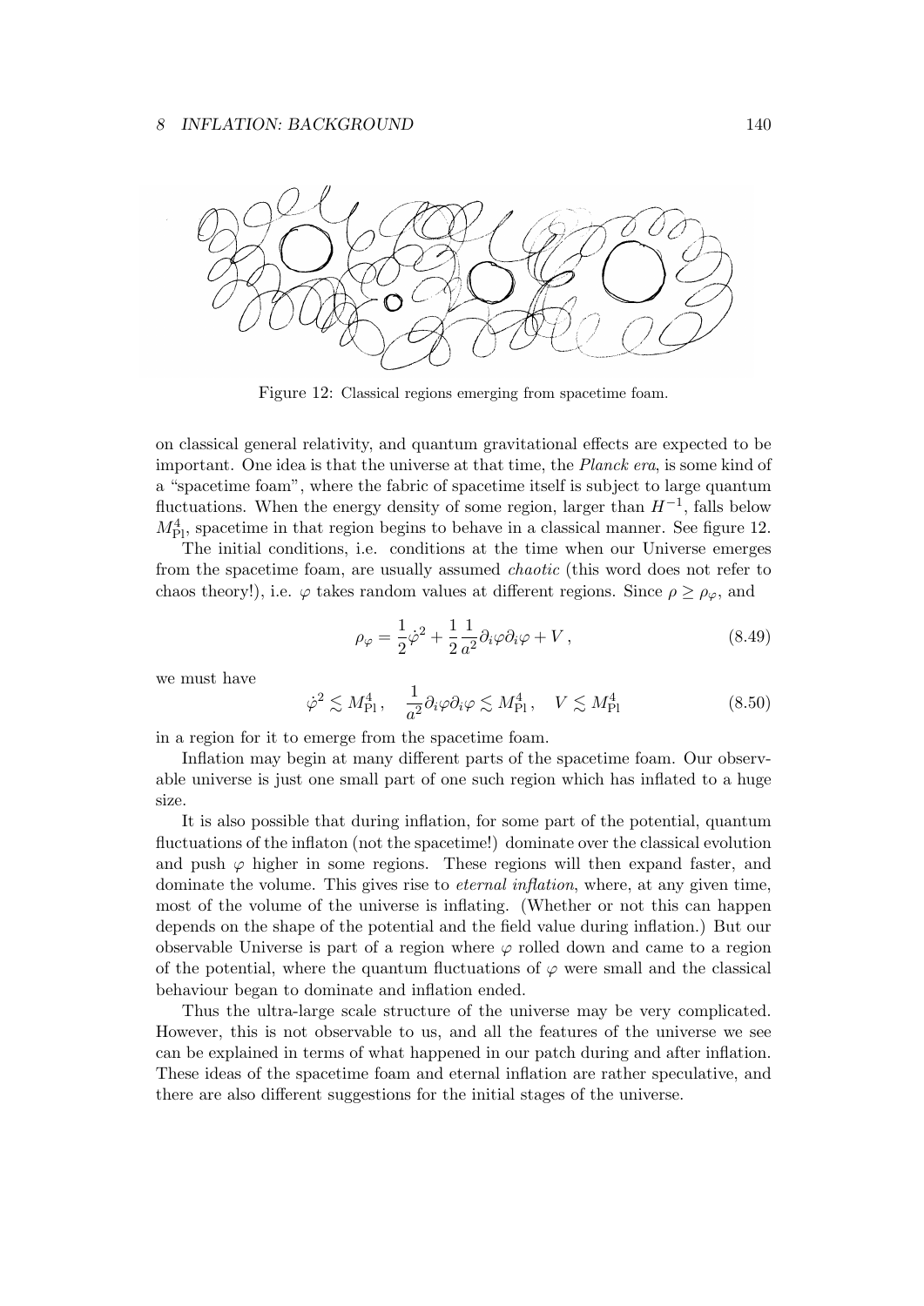Figure 12: Classical regions emerging from spacetime foam.

on classical general relativity, and quantum gravitational effects are expected to be important. One idea is that the universe at that time, the *Planck era*, is some kind of a "spacetime foam", where the fabric of spacetime itself is subject to large quantum fluctuations. When the energy density of some region, larger than $H^{-1}$, falls below $M_{\rm Pl}^4$, spacetime in that region begins to behave in a classical manner. See figure 12.

The initial conditions, i.e. conditions at the time when our Universe emerges from the spacetime foam, are usually assumed *chaotic* (this word does not refer to chaos theory!), i.e. $\varphi$ takes random values at different regions. Since $\rho \geq \rho_\varphi$, and

$$\rho_\varphi = \frac{1}{2}\dot{\varphi}^2 + \frac{1}{2}\frac{1}{a^2}\partial_i\varphi\partial_i\varphi + V \,, \tag{8.49}$$

we must have

$$\dot{\varphi}^2 \lesssim M_{\rm Pl}^4 \,, \quad \frac{1}{a^2}\partial_i\varphi\partial_i\varphi \lesssim M_{\rm Pl}^4 \,, \quad V \lesssim M_{\rm Pl}^4 \tag{8.50}$$

in a region for it to emerge from the spacetime foam.

Inflation may begin at many different parts of the spacetime foam. Our observable universe is just one small part of one such region which has inflated to a huge size.

It is also possible that during inflation, for some part of the potential, quantum fluctuations of the inflaton (not the spacetime!) dominate over the classical evolution and push $\varphi$ higher in some regions. These regions will then expand faster, and dominate the volume. This gives rise to *eternal inflation*, where, at any given time, most of the volume of the universe is inflating. (Whether or not this can happen depends on the shape of the potential and the field value during inflation.) But our observable Universe is part of a region where $\varphi$ rolled down and came to a region of the potential, where the quantum fluctuations of $\varphi$ were small and the classical behaviour began to dominate and inflation ended.

Thus the ultra-large scale structure of the universe may be very complicated. However, this is not observable to us, and all the features of the universe we see can be explained in terms of what happened in our patch during and after inflation. These ideas of the spacetime foam and eternal inflation are rather speculative, and there are also different suggestions for the initial stages of the universe.